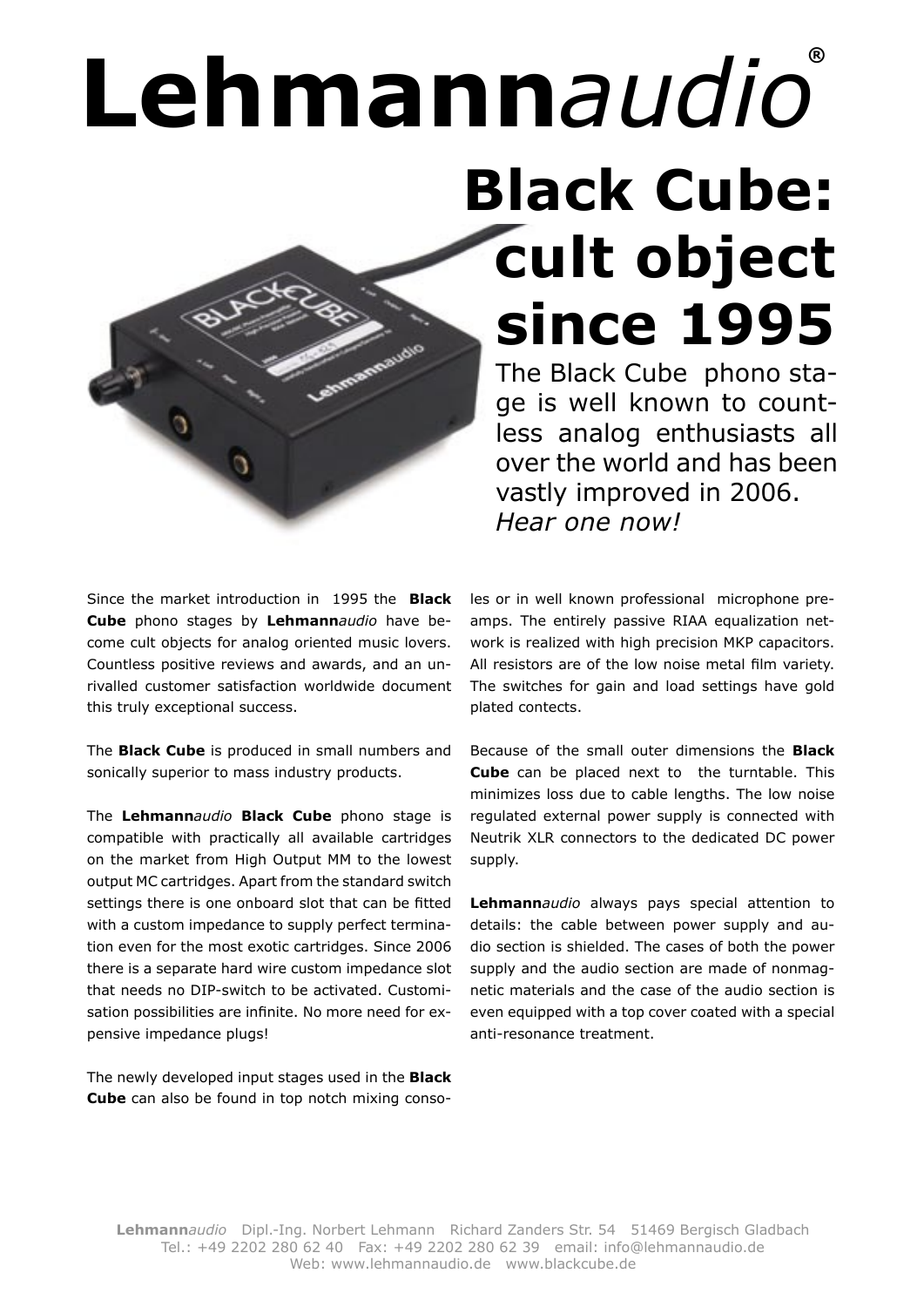# Lehmann*audio*®

## Black Cube: cult object since 1995

The Black Cube phono stage is well known to countless analog enthusiasts all over the world and has been vastly improved in 2006. *Hear one now!*

Since the market introduction in 1995 the **Black Cube** phono stages by **Lehmann***audio* have become cult objects for analog oriented music lovers. Countless positive reviews and awards, and an unrivalled customer satisfaction worldwide document this truly exceptional success.

The **Black Cube** is produced in small numbers and sonically superior to mass industry products.

The **Lehmann***audio* **Black Cube** phono stage is compatible with practically all available cartridges on the market from High Output MM to the lowest output MC cartridges. Apart from the standard switch settings there is one onboard slot that can be fitted with a custom impedance to supply perfect termination even for the most exotic cartridges. Since 2006 there is a separate hard wire custom impedance slot that needs no DIP-switch to be activated. Customisation possibilities are infinite. No more need for expensive impedance plugs!

The newly developed input stages used in the **Black Cube** can also be found in top notch mixing consoles or in well known professional microphone preamps. The entirely passive RIAA equalization network is realized with high precision MKP capacitors. All resistors are of the low noise metal film variety. The switches for gain and load settings have gold plated contects.

Because of the small outer dimensions the **Black Cube** can be placed next to the turntable. This minimizes loss due to cable lengths. The low noise regulated external power supply is connected with Neutrik XLR connectors to the dedicated DC power supply.

**Lehmann***audio* always pays special attention to details: the cable between power supply and audio section is shielded. The cases of both the power supply and the audio section are made of nonmagnetic materials and the case of the audio section is even equipped with a top cover coated with a special anti-resonance treatment.

**Lehmann***audio* Dipl.-Ing. Norbert Lehmann Richard Zanders Str. 54 51469 Bergisch Gladbach
Tel.: +49 2202 280 62 40 Fax: +49 2202 280 62 39 email: info@lehmannaudio.de
Web: www.lehmannaudio.de www.blackcube.de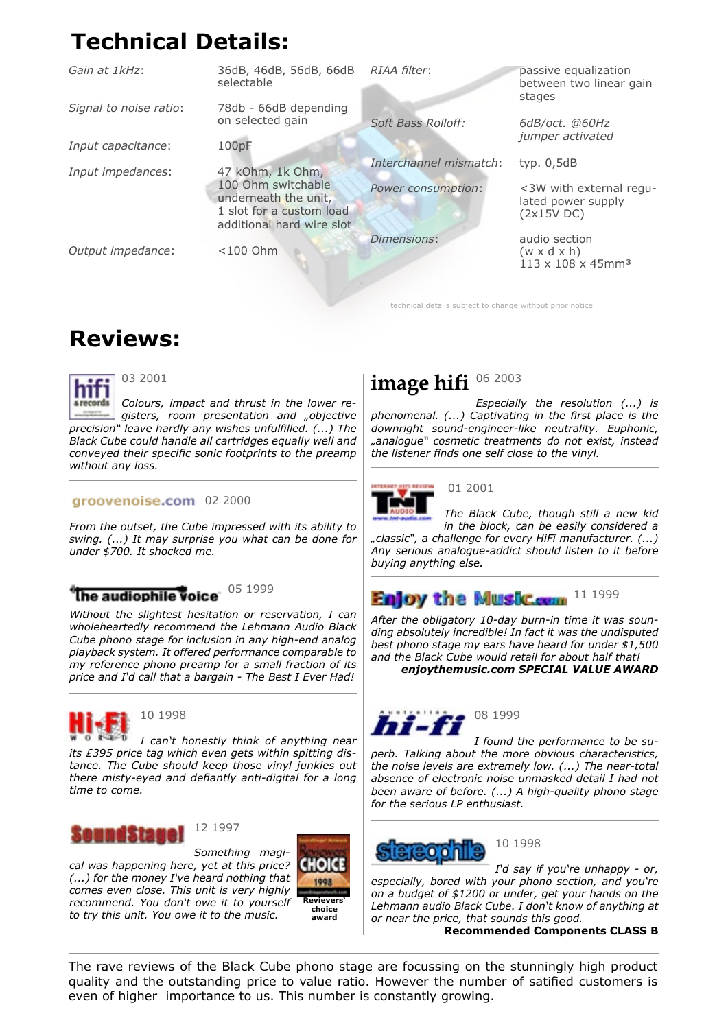# Technical Details:

| | |
|---|---|
| *Gain at 1kHz*: | 36dB, 46dB, 56dB, 66dB selectable |
| *Signal to noise ratio*: | 78db - 66dB depending on selected gain |
| *Input capacitance*: | 100pF |
| *Input impedances*: | 47 kOhm, 1k Ohm, 100 Ohm switchable underneath the unit, 1 slot for a custom load additional hard wire slot |
| *Output impedance*: | <100 Ohm |
| *RIAA filter*: | passive equalization between two linear gain stages |
| *Soft Bass Rolloff:* | *6dB/oct. @60Hz jumper activated* |
| *Interchannel mismatch*: | typ. 0,5dB |
| *Power consumption*: | <3W with external regulated power supply (2x15V DC) |
| *Dimensions*: | audio section (w x d x h) 113 x 108 x 45mm³ |

technical details subject to change without prior notice

# Reviews:

**hifi & records** 03 2001

*Colours, impact and thrust in the lower registers, room presentation and „objective precision" leave hardly any wishes unfulfilled. (...) The Black Cube could handle all cartridges equally well and conveyed their specific sonic footprints to the preamp without any loss.*

**groovenoise.com** 02 2000

*From the outset, the Cube impressed with its ability to swing. (...) It may surprise you what can be done for under $700. It shocked me.*

**The audiophile voice** 05 1999

*Without the slightest hesitation or reservation, I can wholeheartedly recommend the Lehmann Audio Black Cube phono stage for inclusion in any high-end analog playback system. It offered performance comparable to my reference phono preamp for a small fraction of its price and I'd call that a bargain - The Best I Ever Had!*

**Hi-Fi World** 10 1998

*I can't honestly think of anything near its £395 price tag which even gets within spitting distance. The Cube should keep those vinyl junkies out there misty-eyed and defiantly anti-digital for a long time to come.*

**SoundStage!** 12 1997

*Something magical was happening here, yet at this price? (...) for the money I've heard nothing that comes even close. This unit is very highly recommend. You don't owe it to yourself to try this unit. You owe it to the music.*

**Reviewers' choice award**

**image hifi** 06 2003

*Especially the resolution (...) is phenomenal. (...) Captivating in the first place is the downright sound-engineer-like neutrality. Euphonic, „analogue" cosmetic treatments do not exist, instead the listener finds one self close to the vinyl.*

**TNT Audio** 01 2001

*The Black Cube, though still a new kid in the block, can be easily considered a „classic", a challenge for every HiFi manufacturer. (...) Any serious analogue-addict should listen to it before buying anything else.*

**Enjoy the Music.com** 11 1999

*After the obligatory 10-day burn-in time it was sounding absolutely incredible! In fact it was the undisputed best phono stage my ears have heard for under $1,500 and the Black Cube would retail for about half that!*
***enjoythemusic.com SPECIAL VALUE AWARD***

**Australian hi-fi** 08 1999

*I found the performance to be superb. Talking about the more obvious characteristics, the noise levels are extremely low. (...) The near-total absence of electronic noise unmasked detail I had not been aware of before. (...) A high-quality phono stage for the serious LP enthusiast.*

**Stereophile** 10 1998

*I'd say if you're unhappy - or, especially, bored with your phono section, and you're on a budget of $1200 or under, get your hands on the Lehmann audio Black Cube. I don't know of anything at or near the price, that sounds this good.*
**Recommended Components CLASS B**

The rave reviews of the Black Cube phono stage are focussing on the stunningly high product quality and the outstanding price to value ratio. However the number of satified customers is even of higher importance to us. This number is constantly growing.